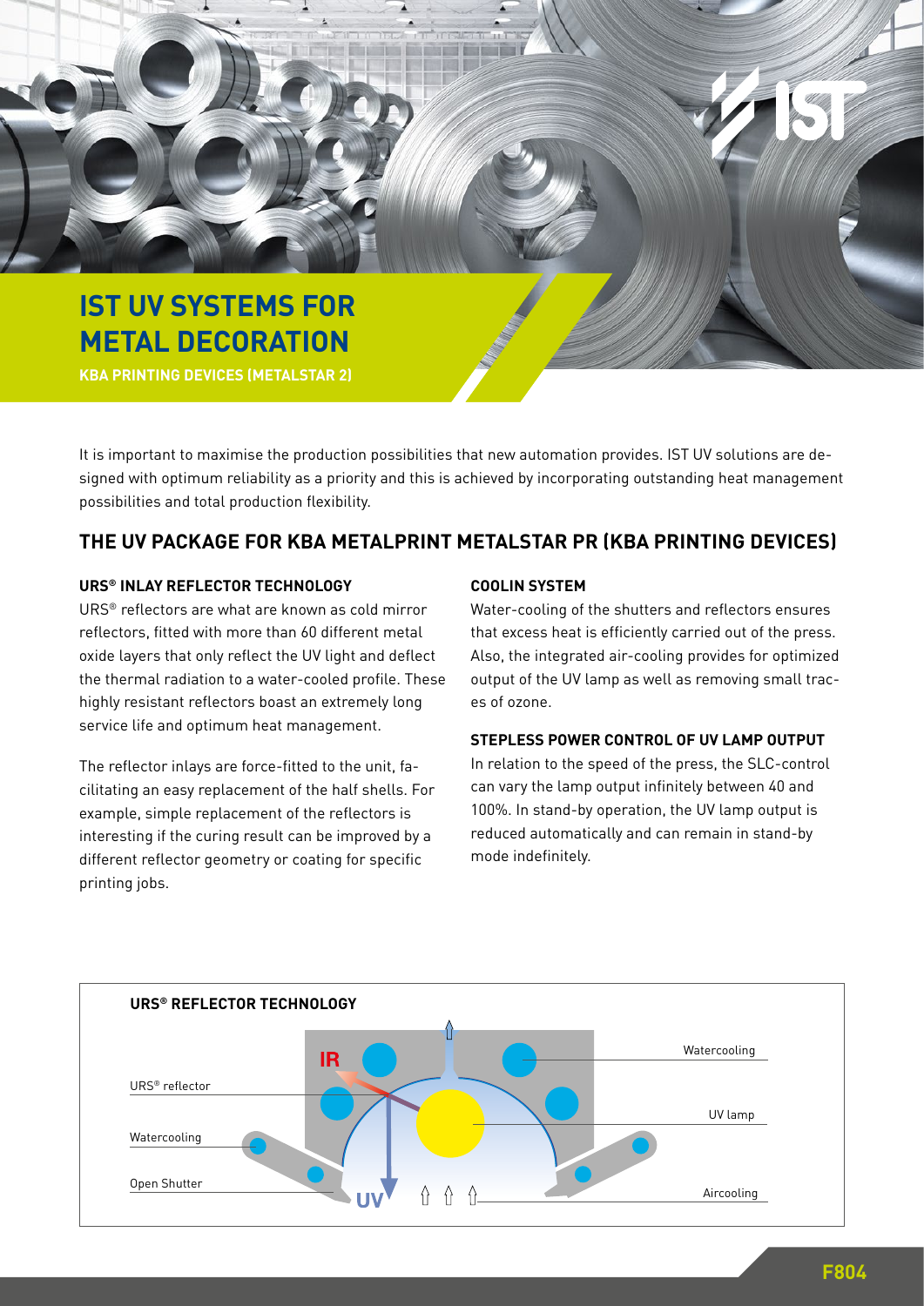# IST UV SYSTEMS FOR METAL DECORATION

**KBA PRINTING DEVICES (METALSTAR 2)**

It is important to maximise the production possibilities that new automation provides. IST UV solutions are designed with optimum reliability as a priority and this is achieved by incorporating outstanding heat management possibilities and total production flexibility.

## THE UV PACKAGE FOR KBA METALPRINT METALSTAR PR (KBA PRINTING DEVICES)

### URS® INLAY REFLECTOR TECHNOLOGY

URS® reflectors are what are known as cold mirror reflectors, fitted with more than 60 different metal oxide layers that only reflect the UV light and deflect the thermal radiation to a water-cooled profile. These highly resistant reflectors boast an extremely long service life and optimum heat management.

The reflector inlays are force-fitted to the unit, facilitating an easy replacement of the half shells. For example, simple replacement of the reflectors is interesting if the curing result can be improved by a different reflector geometry or coating for specific printing jobs.

### COOLIN SYSTEM

Water-cooling of the shutters and reflectors ensures that excess heat is efficiently carried out of the press. Also, the integrated air-cooling provides for optimized output of the UV lamp as well as removing small traces of ozone.

### STEPLESS POWER CONTROL OF UV LAMP OUTPUT

In relation to the speed of the press, the SLC-control can vary the lamp output infinitely between 40 and 100%. In stand-by operation, the UV lamp output is reduced automatically and can remain in stand-by mode indefinitely.

### URS® REFLECTOR TECHNOLOGY

IR

URS® reflector

Watercooling

Open Shutter

UV

Watercooling

UV lamp

Aircooling

F804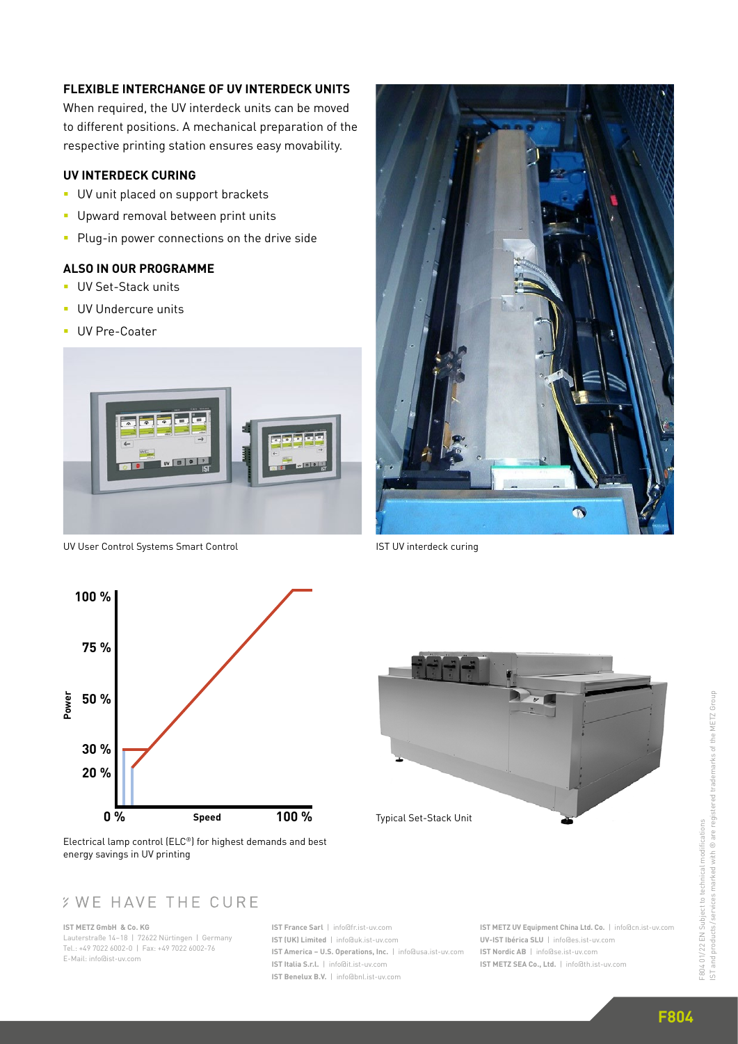### FLEXIBLE INTERCHANGE OF UV INTERDECK UNITS

When required, the UV interdeck units can be moved to different positions. A mechanical preparation of the respective printing station ensures easy movability.

### UV INTERDECK CURING

- UV unit placed on support brackets
- Upward removal between print units
- Plug-in power connections on the drive side

### ALSO IN OUR PROGRAMME

- UV Set-Stack units
- UV Undercure units
- UV Pre-Coater

UV User Control Systems Smart Control

IST UV interdeck curing

100 %
75 %
50 %
30 %
20 %
Power
0 %
Speed
100 %

Electrical lamp control (ELC®) for highest demands and best energy savings in UV printing

Typical Set-Stack Unit

WE HAVE THE CURE

**IST METZ GmbH & Co. KG**
Lauterstraße 14–18 | 72622 Nürtingen | Germany
Tel.: +49 7022 6002-0 | Fax: +49 7022 6002-76
E-Mail: info@ist-uv.com

**IST France Sarl** | info@fr.ist-uv.com
**IST (UK) Limited** | info@uk.ist-uv.com
**IST America – U.S. Operations, Inc.** | info@usa.ist-uv.com
**IST Italia S.r.l.** | info@it.ist-uv.com
**IST Benelux B.V.** | info@bnl.ist-uv.com

**IST METZ UV Equipment China Ltd. Co.** | info@cn.ist-uv.com
**UV-IST Ibérica SLU** | info@es.ist-uv.com
**IST Nordic AB** | info@se.ist-uv.com
**IST METZ SEA Co., Ltd.** | info@th.ist-uv.com

F804 01/22 EN Subject to technical modifications
IST and products/services marked with ® are registered trademarks of the METZ Group

F804